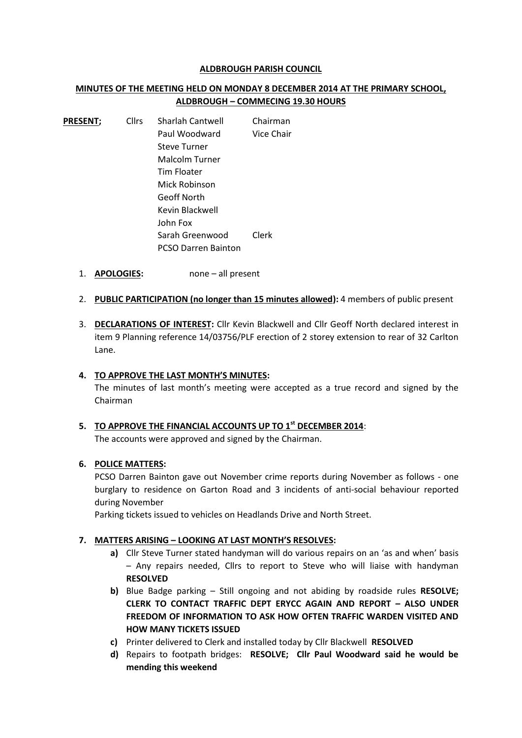**ALDBROUGH PARISH COUNCIL**

**MINUTES OF THE MEETING HELD ON MONDAY 8 DECEMBER 2014 AT THE PRIMARY SCHOOL, ALDBROUGH – COMMECING 19.30 HOURS**

| **PRESENT;** | Cllrs | Sharlah Cantwell | Chairman |
|---|---|---|---|
| | | Paul Woodward | Vice Chair |
| | | Steve Turner | |
| | | Malcolm Turner | |
| | | Tim Floater | |
| | | Mick Robinson | |
| | | Geoff North | |
| | | Kevin Blackwell | |
| | | John Fox | |
| | | Sarah Greenwood | Clerk |
| | | PCSO Darren Bainton | |

1. **APOLOGIES:** none – all present

2. **PUBLIC PARTICIPATION (no longer than 15 minutes allowed):** 4 members of public present

3. **DECLARATIONS OF INTEREST:** Cllr Kevin Blackwell and Cllr Geoff North declared interest in item 9 Planning reference 14/03756/PLF erection of 2 storey extension to rear of 32 Carlton Lane.

4. **TO APPROVE THE LAST MONTH'S MINUTES:**
   The minutes of last month's meeting were accepted as a true record and signed by the Chairman

5. **TO APPROVE THE FINANCIAL ACCOUNTS UP TO 1st DECEMBER 2014**:
   The accounts were approved and signed by the Chairman.

6. **POLICE MATTERS:**
   PCSO Darren Bainton gave out November crime reports during November as follows - one burglary to residence on Garton Road and 3 incidents of anti-social behaviour reported during November
   Parking tickets issued to vehicles on Headlands Drive and North Street.

7. **MATTERS ARISING – LOOKING AT LAST MONTH'S RESOLVES:**
   - **a)** Cllr Steve Turner stated handyman will do various repairs on an 'as and when' basis – Any repairs needed, Cllrs to report to Steve who will liaise with handyman **RESOLVED**
   - **b)** Blue Badge parking – Still ongoing and not abiding by roadside rules **RESOLVE; CLERK TO CONTACT TRAFFIC DEPT ERYCC AGAIN AND REPORT – ALSO UNDER FREEDOM OF INFORMATION TO ASK HOW OFTEN TRAFFIC WARDEN VISITED AND HOW MANY TICKETS ISSUED**
   - **c)** Printer delivered to Clerk and installed today by Cllr Blackwell **RESOLVED**
   - **d)** Repairs to footpath bridges: **RESOLVE; Cllr Paul Woodward said he would be mending this weekend**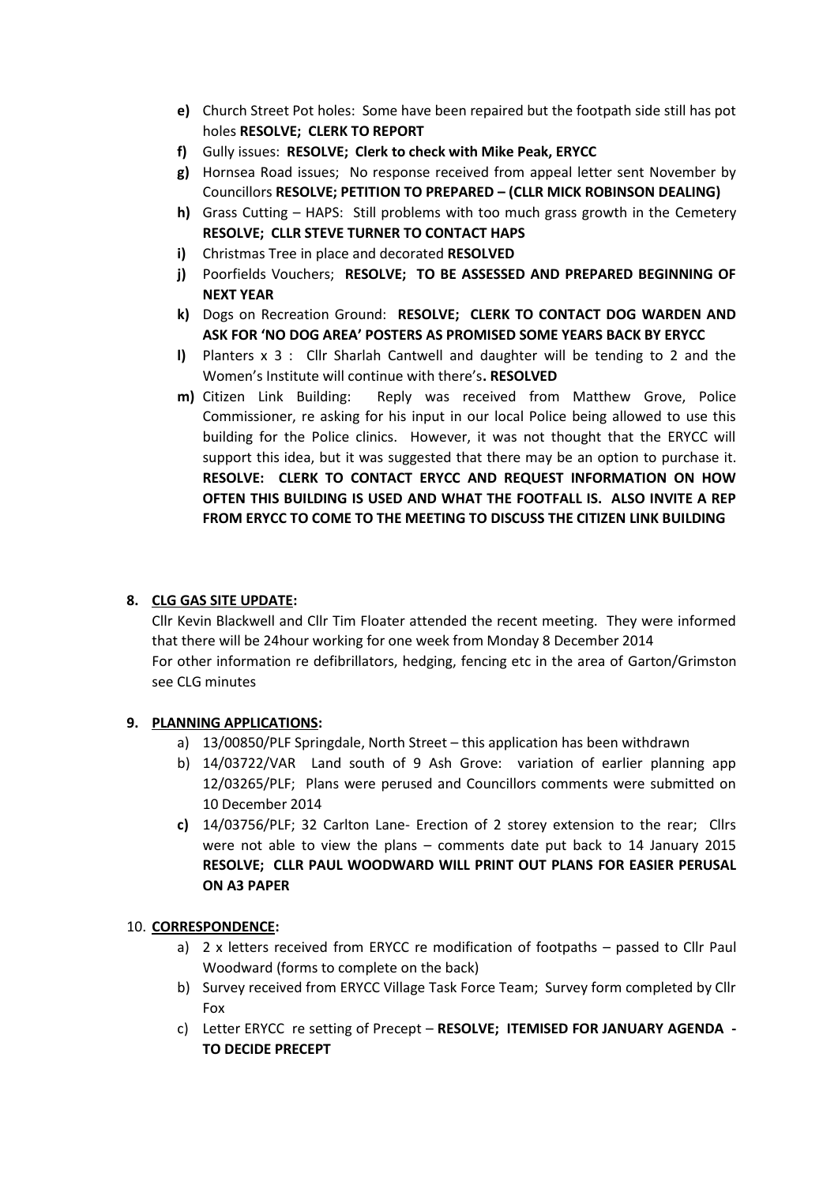- **e)** Church Street Pot holes: Some have been repaired but the footpath side still has pot holes **RESOLVE; CLERK TO REPORT**
- **f)** Gully issues: **RESOLVE; Clerk to check with Mike Peak, ERYCC**
- **g)** Hornsea Road issues; No response received from appeal letter sent November by Councillors **RESOLVE; PETITION TO PREPARED – (CLLR MICK ROBINSON DEALING)**
- **h)** Grass Cutting – HAPS: Still problems with too much grass growth in the Cemetery **RESOLVE; CLLR STEVE TURNER TO CONTACT HAPS**
- **i)** Christmas Tree in place and decorated **RESOLVED**
- **j)** Poorfields Vouchers; **RESOLVE; TO BE ASSESSED AND PREPARED BEGINNING OF NEXT YEAR**
- **k)** Dogs on Recreation Ground: **RESOLVE; CLERK TO CONTACT DOG WARDEN AND ASK FOR 'NO DOG AREA' POSTERS AS PROMISED SOME YEARS BACK BY ERYCC**
- **l)** Planters x 3 : Cllr Sharlah Cantwell and daughter will be tending to 2 and the Women's Institute will continue with there's**. RESOLVED**
- **m)** Citizen Link Building: Reply was received from Matthew Grove, Police Commissioner, re asking for his input in our local Police being allowed to use this building for the Police clinics. However, it was not thought that the ERYCC will support this idea, but it was suggested that there may be an option to purchase it. **RESOLVE: CLERK TO CONTACT ERYCC AND REQUEST INFORMATION ON HOW OFTEN THIS BUILDING IS USED AND WHAT THE FOOTFALL IS. ALSO INVITE A REP FROM ERYCC TO COME TO THE MEETING TO DISCUSS THE CITIZEN LINK BUILDING**

**8. CLG GAS SITE UPDATE:**

Cllr Kevin Blackwell and Cllr Tim Floater attended the recent meeting. They were informed that there will be 24hour working for one week from Monday 8 December 2014
For other information re defibrillators, hedging, fencing etc in the area of Garton/Grimston see CLG minutes

**9. PLANNING APPLICATIONS:**

- a) 13/00850/PLF Springdale, North Street – this application has been withdrawn
- b) 14/03722/VAR Land south of 9 Ash Grove: variation of earlier planning app 12/03265/PLF; Plans were perused and Councillors comments were submitted on 10 December 2014
- **c)** 14/03756/PLF; 32 Carlton Lane- Erection of 2 storey extension to the rear; Cllrs were not able to view the plans – comments date put back to 14 January 2015 **RESOLVE; CLLR PAUL WOODWARD WILL PRINT OUT PLANS FOR EASIER PERUSAL ON A3 PAPER**

10. **CORRESPONDENCE:**

- a) 2 x letters received from ERYCC re modification of footpaths – passed to Cllr Paul Woodward (forms to complete on the back)
- b) Survey received from ERYCC Village Task Force Team; Survey form completed by Cllr Fox
- c) Letter ERYCC re setting of Precept – **RESOLVE; ITEMISED FOR JANUARY AGENDA - TO DECIDE PRECEPT**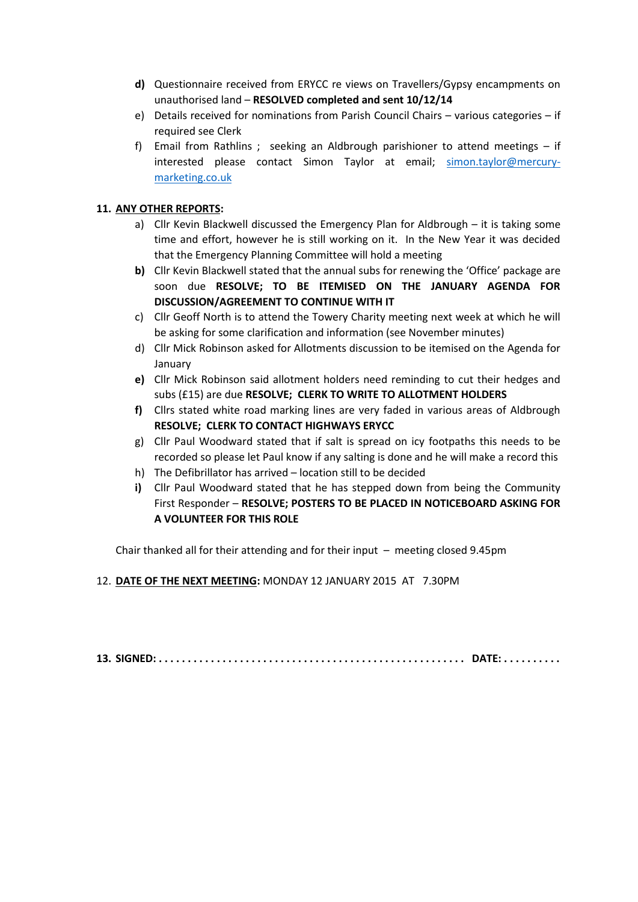**d)** Questionnaire received from ERYCC re views on Travellers/Gypsy encampments on unauthorised land – **RESOLVED completed and sent 10/12/14**

e) Details received for nominations from Parish Council Chairs – various categories – if required see Clerk

f) Email from Rathlins ; seeking an Aldbrough parishioner to attend meetings – if interested please contact Simon Taylor at email; simon.taylor@mercury-marketing.co.uk

**11. ANY OTHER REPORTS:**

a) Cllr Kevin Blackwell discussed the Emergency Plan for Aldbrough – it is taking some time and effort, however he is still working on it. In the New Year it was decided that the Emergency Planning Committee will hold a meeting

**b)** Cllr Kevin Blackwell stated that the annual subs for renewing the 'Office' package are soon due **RESOLVE; TO BE ITEMISED ON THE JANUARY AGENDA FOR DISCUSSION/AGREEMENT TO CONTINUE WITH IT**

c) Cllr Geoff North is to attend the Towery Charity meeting next week at which he will be asking for some clarification and information (see November minutes)

d) Cllr Mick Robinson asked for Allotments discussion to be itemised on the Agenda for January

**e)** Cllr Mick Robinson said allotment holders need reminding to cut their hedges and subs (£15) are due **RESOLVE; CLERK TO WRITE TO ALLOTMENT HOLDERS**

**f)** Cllrs stated white road marking lines are very faded in various areas of Aldbrough **RESOLVE; CLERK TO CONTACT HIGHWAYS ERYCC**

g) Cllr Paul Woodward stated that if salt is spread on icy footpaths this needs to be recorded so please let Paul know if any salting is done and he will make a record this

h) The Defibrillator has arrived – location still to be decided

**i)** Cllr Paul Woodward stated that he has stepped down from being the Community First Responder – **RESOLVE; POSTERS TO BE PLACED IN NOTICEBOARD ASKING FOR A VOLUNTEER FOR THIS ROLE**

Chair thanked all for their attending and for their input – meeting closed 9.45pm

12. **DATE OF THE NEXT MEETING:** MONDAY 12 JANUARY 2015 AT 7.30PM

**13. SIGNED: . . . . . . . . . . . . . . . . . . . . . . . . . . . . . . . . . . . . . . . . . . . . . . . . . . . DATE: . . . . . . . . . .**